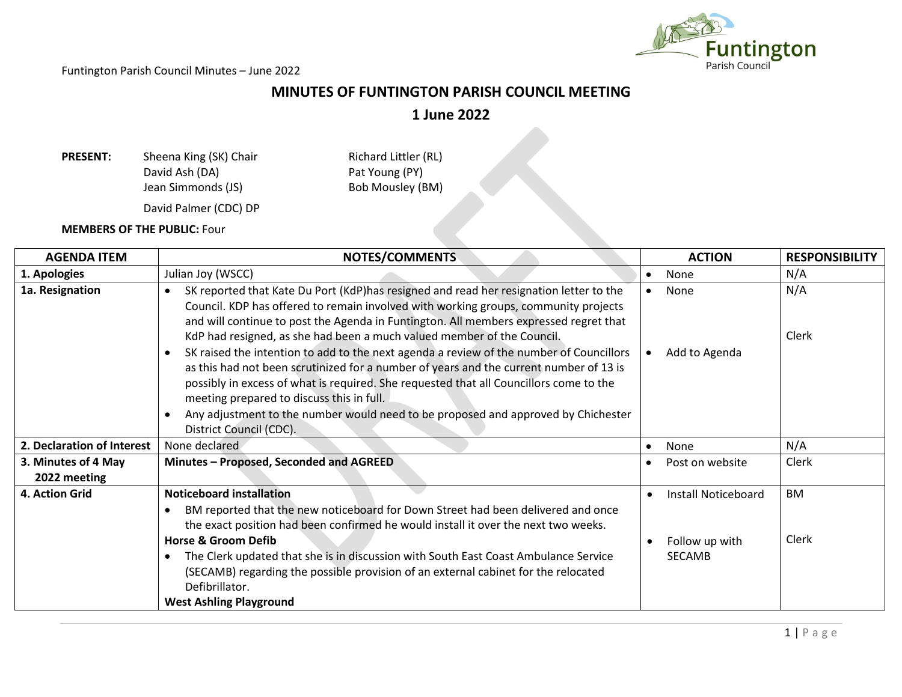# MINUTES OF FUNTINGTON PARISH COUNCIL MEETING

## 1 June 2022

**PRESENT:** Sheena King (SK) Chair, David Ash (DA), Jean Simmonds (JS), Richard Littler (RL), Pat Young (PY), Bob Mousley (BM)

David Palmer (CDC) DP

**MEMBERS OF THE PUBLIC:** Four

| AGENDA ITEM | NOTES/COMMENTS | ACTION | RESPONSIBILITY |
|---|---|---|---|
| **1. Apologies** | Julian Joy (WSCC) | • None | N/A |
| **1a. Resignation** | • SK reported that Kate Du Port (KdP)has resigned and read her resignation letter to the Council. KDP has offered to remain involved with working groups, community projects and will continue to post the Agenda in Funtington. All members expressed regret that KdP had resigned, as she had been a much valued member of the Council.<br>• SK raised the intention to add to the next agenda a review of the number of Councillors as this had not been scrutinized for a number of years and the current number of 13 is possibly in excess of what is required. She requested that all Councillors come to the meeting prepared to discuss this in full.<br>• Any adjustment to the number would need to be proposed and approved by Chichester District Council (CDC). | • None<br><br>• Add to Agenda | N/A<br><br>Clerk |
| **2. Declaration of Interest** | None declared | • None | N/A |
| **3. Minutes of 4 May 2022 meeting** | **Minutes – Proposed, Seconded and AGREED** | • Post on website | Clerk |
| **4. Action Grid** | **Noticeboard installation**<br>• BM reported that the new noticeboard for Down Street had been delivered and once the exact position had been confirmed he would install it over the next two weeks.<br>**Horse & Groom Defib**<br>• The Clerk updated that she is in discussion with South East Coast Ambulance Service (SECAMB) regarding the possible provision of an external cabinet for the relocated Defibrillator.<br>**West Ashling Playground** | • Install Noticeboard<br><br>• Follow up with SECAMB | BM<br><br>Clerk |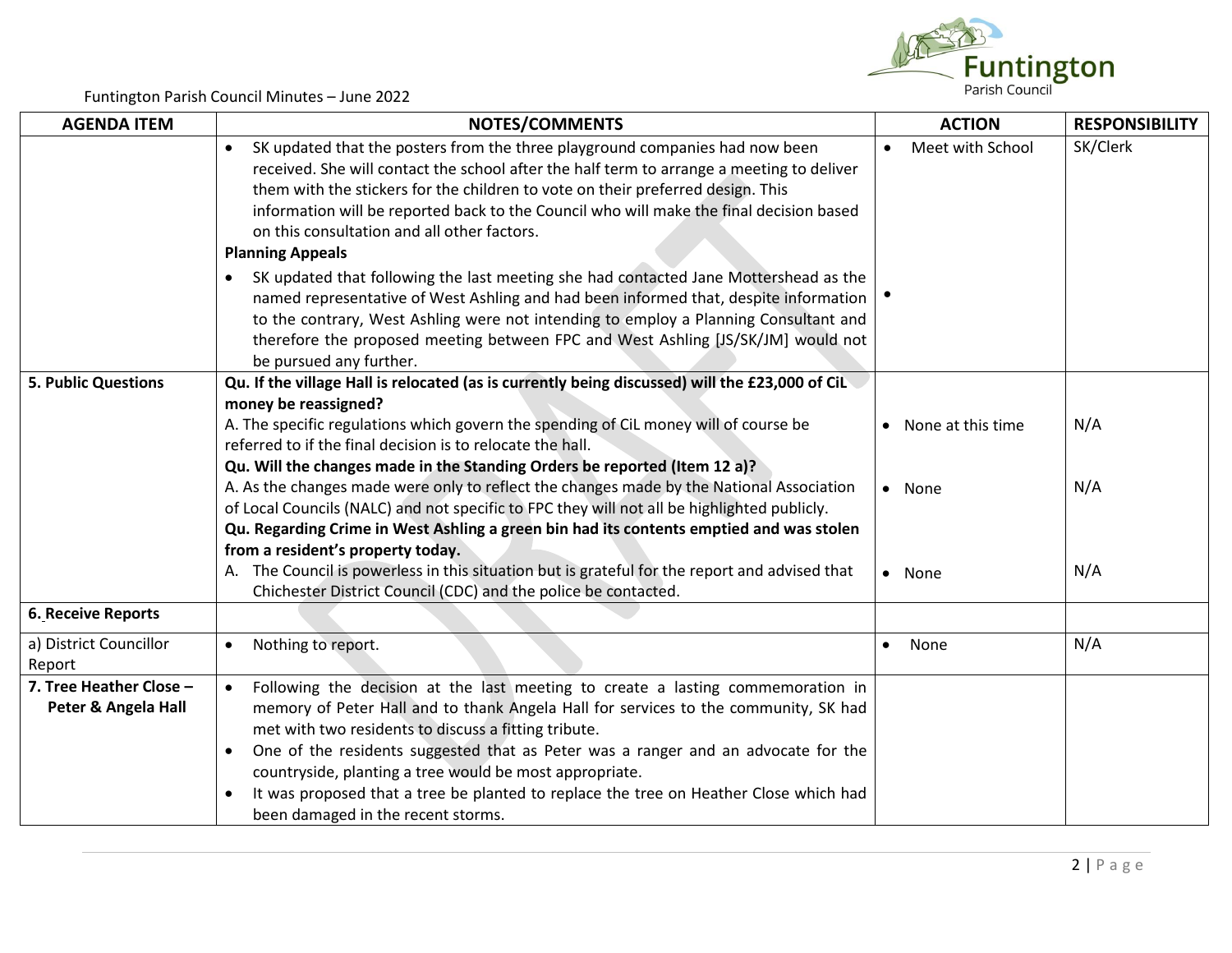Funtington Parish Council Minutes – June 2022

| AGENDA ITEM | NOTES/COMMENTS | ACTION | RESPONSIBILITY |
|---|---|---|---|
| | • SK updated that the posters from the three playground companies had now been received. She will contact the school after the half term to arrange a meeting to deliver them with the stickers for the children to vote on their preferred design. This information will be reported back to the Council who will make the final decision based on this consultation and all other factors.<br>**Planning Appeals**<br>• SK updated that following the last meeting she had contacted Jane Mottershead as the named representative of West Ashling and had been informed that, despite information to the contrary, West Ashling were not intending to employ a Planning Consultant and therefore the proposed meeting between FPC and West Ashling [JS/SK/JM] would not be pursued any further. | • Meet with School<br>• | SK/Clerk |
| **5. Public Questions** | **Qu. If the village Hall is relocated (as is currently being discussed) will the £23,000 of CiL money be reassigned?**<br>A. The specific regulations which govern the spending of CiL money will of course be referred to if the final decision is to relocate the hall.<br>**Qu. Will the changes made in the Standing Orders be reported (Item 12 a)?**<br>A. As the changes made were only to reflect the changes made by the National Association of Local Councils (NALC) and not specific to FPC they will not all be highlighted publicly.<br>**Qu. Regarding Crime in West Ashling a green bin had its contents emptied and was stolen from a resident's property today.**<br>A. The Council is powerless in this situation but is grateful for the report and advised that Chichester District Council (CDC) and the police be contacted. | • None at this time<br>• None<br>• None | N/A<br>N/A<br>N/A |
| **6. Receive Reports** | | | |
| a) District Councillor Report | • Nothing to report. | • None | N/A |
| **7. Tree Heather Close – Peter & Angela Hall** | • Following the decision at the last meeting to create a lasting commemoration in memory of Peter Hall and to thank Angela Hall for services to the community, SK had met with two residents to discuss a fitting tribute.<br>• One of the residents suggested that as Peter was a ranger and an advocate for the countryside, planting a tree would be most appropriate.<br>• It was proposed that a tree be planted to replace the tree on Heather Close which had been damaged in the recent storms. | | |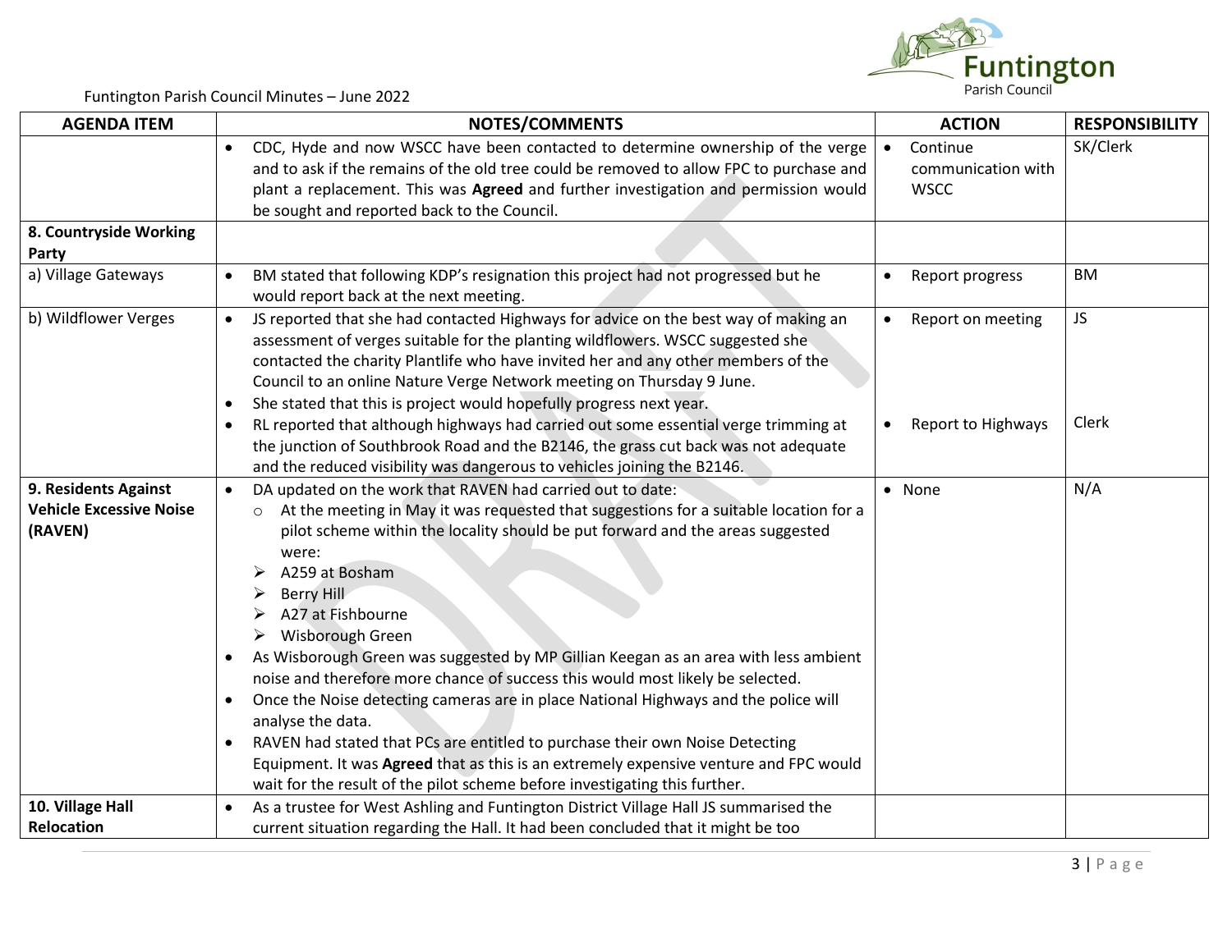| AGENDA ITEM | NOTES/COMMENTS | ACTION | RESPONSIBILITY |
|---|---|---|---|
| | • CDC, Hyde and now WSCC have been contacted to determine ownership of the verge and to ask if the remains of the old tree could be removed to allow FPC to purchase and plant a replacement. This was **Agreed** and further investigation and permission would be sought and reported back to the Council. | • Continue communication with WSCC | SK/Clerk |
| **8. Countryside Working Party** | | | |
| a) Village Gateways | • BM stated that following KDP's resignation this project had not progressed but he would report back at the next meeting. | • Report progress | BM |
| b) Wildflower Verges | • JS reported that she had contacted Highways for advice on the best way of making an assessment of verges suitable for the planting wildflowers. WSCC suggested she contacted the charity Plantlife who have invited her and any other members of the Council to an online Nature Verge Network meeting on Thursday 9 June.<br>• She stated that this is project would hopefully progress next year.<br>• RL reported that although highways had carried out some essential verge trimming at the junction of Southbrook Road and the B2146, the grass cut back was not adequate and the reduced visibility was dangerous to vehicles joining the B2146. | • Report on meeting<br><br>• Report to Highways | JS<br><br>Clerk |
| **9. Residents Against Vehicle Excessive Noise (RAVEN)** | • DA updated on the work that RAVEN had carried out to date:<br>○ At the meeting in May it was requested that suggestions for a suitable location for a pilot scheme within the locality should be put forward and the areas suggested were:<br>➢ A259 at Bosham<br>➢ Berry Hill<br>➢ A27 at Fishbourne<br>➢ Wisborough Green<br>• As Wisborough Green was suggested by MP Gillian Keegan as an area with less ambient noise and therefore more chance of success this would most likely be selected.<br>• Once the Noise detecting cameras are in place National Highways and the police will analyse the data.<br>• RAVEN had stated that PCs are entitled to purchase their own Noise Detecting Equipment. It was **Agreed** that as this is an extremely expensive venture and FPC would wait for the result of the pilot scheme before investigating this further. | • None | N/A |
| **10. Village Hall Relocation** | • As a trustee for West Ashling and Funtington District Village Hall JS summarised the current situation regarding the Hall. It had been concluded that it might be too | | |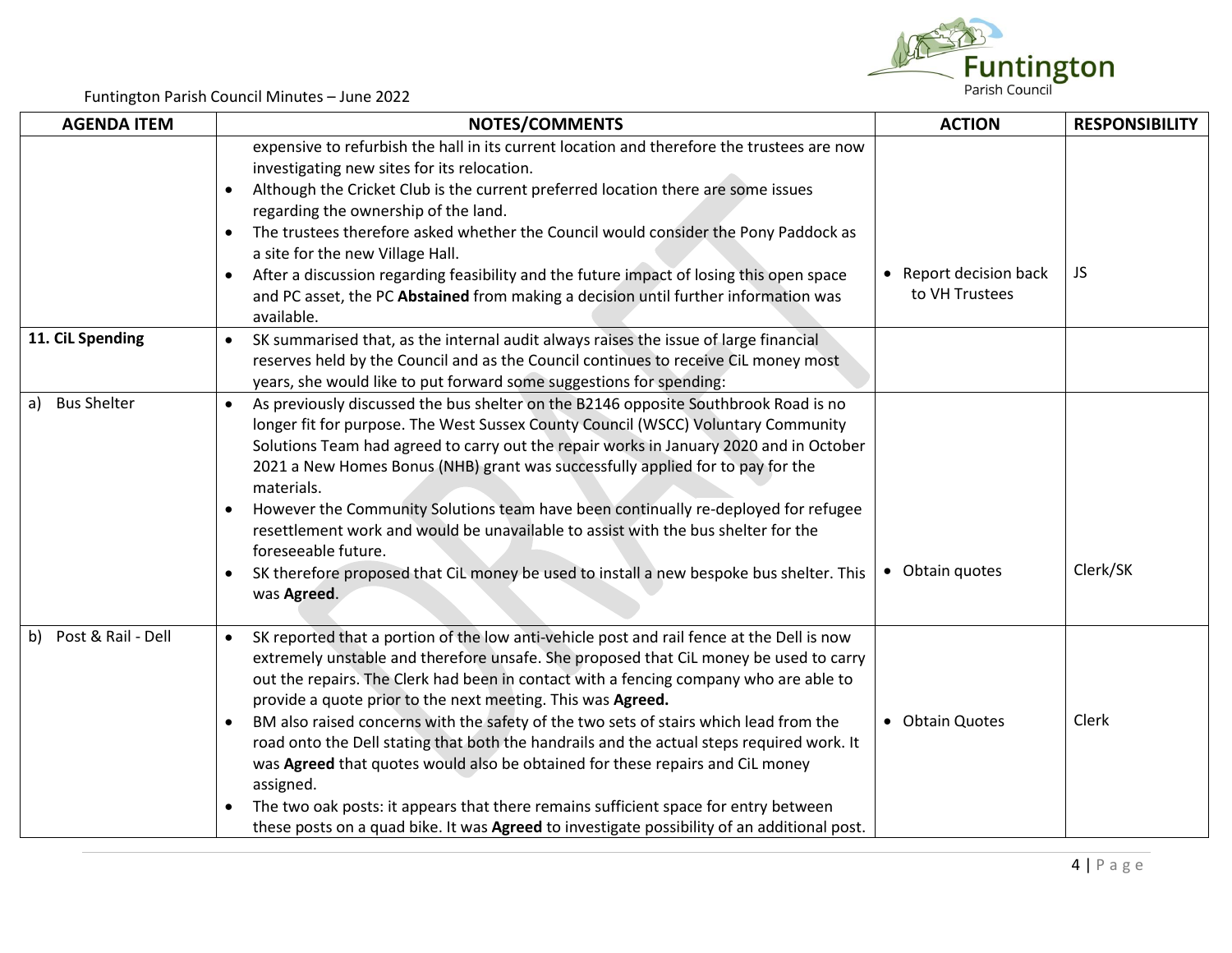| AGENDA ITEM | NOTES/COMMENTS | ACTION | RESPONSIBILITY |
|---|---|---|---|
| | expensive to refurbish the hall in its current location and therefore the trustees are now investigating new sites for its relocation.<br>• Although the Cricket Club is the current preferred location there are some issues regarding the ownership of the land.<br>• The trustees therefore asked whether the Council would consider the Pony Paddock as a site for the new Village Hall.<br>• After a discussion regarding feasibility and the future impact of losing this open space and PC asset, the PC **Abstained** from making a decision until further information was available. | • Report decision back to VH Trustees | JS |
| **11. CiL Spending** | • SK summarised that, as the internal audit always raises the issue of large financial reserves held by the Council and as the Council continues to receive CiL money most years, she would like to put forward some suggestions for spending: | | |
| a) Bus Shelter | • As previously discussed the bus shelter on the B2146 opposite Southbrook Road is no longer fit for purpose. The West Sussex County Council (WSCC) Voluntary Community Solutions Team had agreed to carry out the repair works in January 2020 and in October 2021 a New Homes Bonus (NHB) grant was successfully applied for to pay for the materials.<br>• However the Community Solutions team have been continually re-deployed for refugee resettlement work and would be unavailable to assist with the bus shelter for the foreseeable future.<br>• SK therefore proposed that CiL money be used to install a new bespoke bus shelter. This was **Agreed**. | • Obtain quotes | Clerk/SK |
| b) Post & Rail - Dell | • SK reported that a portion of the low anti-vehicle post and rail fence at the Dell is now extremely unstable and therefore unsafe. She proposed that CiL money be used to carry out the repairs. The Clerk had been in contact with a fencing company who are able to provide a quote prior to the next meeting. This was **Agreed.**<br>• BM also raised concerns with the safety of the two sets of stairs which lead from the road onto the Dell stating that both the handrails and the actual steps required work. It was **Agreed** that quotes would also be obtained for these repairs and CiL money assigned.<br>• The two oak posts: it appears that there remains sufficient space for entry between these posts on a quad bike. It was **Agreed** to investigate possibility of an additional post. | • Obtain Quotes | Clerk |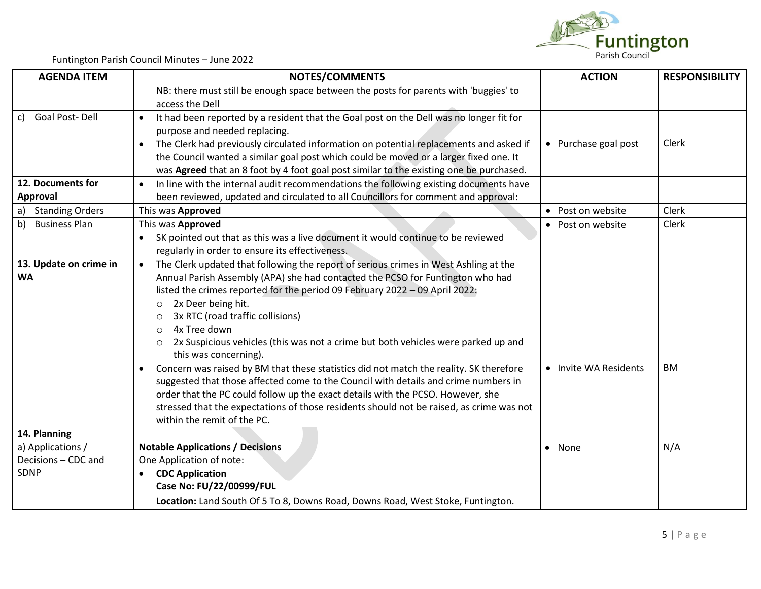Funtington Parish Council Minutes – June 2022

| AGENDA ITEM | NOTES/COMMENTS | ACTION | RESPONSIBILITY |
|---|---|---|---|
| | NB: there must still be enough space between the posts for parents with 'buggies' to access the Dell | | |
| c) Goal Post- Dell | • It had been reported by a resident that the Goal post on the Dell was no longer fit for purpose and needed replacing.<br>• The Clerk had previously circulated information on potential replacements and asked if the Council wanted a similar goal post which could be moved or a larger fixed one. It was **Agreed** that an 8 foot by 4 foot goal post similar to the existing one be purchased. | • Purchase goal post | Clerk |
| **12. Documents for Approval** | • In line with the internal audit recommendations the following existing documents have been reviewed, updated and circulated to all Councillors for comment and approval: | | |
| a) Standing Orders | This was **Approved** | • Post on website | Clerk |
| b) Business Plan | This was **Approved**<br>• SK pointed out that as this was a live document it would continue to be reviewed regularly in order to ensure its effectiveness. | • Post on website | Clerk |
| **13. Update on crime in WA** | • The Clerk updated that following the report of serious crimes in West Ashling at the Annual Parish Assembly (APA) she had contacted the PCSO for Funtington who had listed the crimes reported for the period 09 February 2022 – 09 April 2022:<br>○ 2x Deer being hit.<br>○ 3x RTC (road traffic collisions)<br>○ 4x Tree down<br>○ 2x Suspicious vehicles (this was not a crime but both vehicles were parked up and this was concerning).<br>• Concern was raised by BM that these statistics did not match the reality. SK therefore suggested that those affected come to the Council with details and crime numbers in order that the PC could follow up the exact details with the PCSO. However, she stressed that the expectations of those residents should not be raised, as crime was not within the remit of the PC. | • Invite WA Residents | BM |
| **14. Planning** | | | |
| a) Applications / Decisions – CDC and SDNP | **Notable Applications / Decisions**<br>One Application of note:<br>• **CDC Application**<br>**Case No: FU/22/00999/FUL**<br>**Location:** Land South Of 5 To 8, Downs Road, Downs Road, West Stoke, Funtington. | • None | N/A |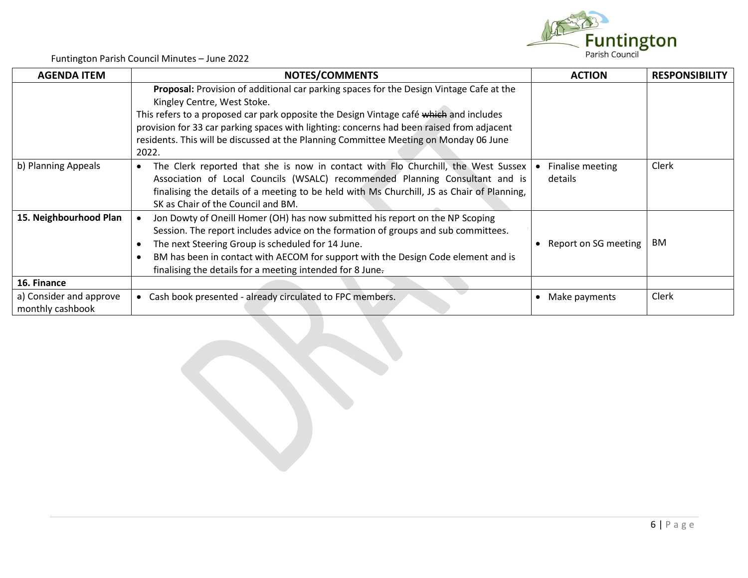| AGENDA ITEM | NOTES/COMMENTS | ACTION | RESPONSIBILITY |
|---|---|---|---|
| | **Proposal:** Provision of additional car parking spaces for the Design Vintage Cafe at the Kingley Centre, West Stoke.<br>This refers to a proposed car park opposite the Design Vintage café ~~which~~ and includes provision for 33 car parking spaces with lighting: concerns had been raised from adjacent residents. This will be discussed at the Planning Committee Meeting on Monday 06 June 2022. | | |
| b) Planning Appeals | • The Clerk reported that she is now in contact with Flo Churchill, the West Sussex Association of Local Councils (WSALC) recommended Planning Consultant and is finalising the details of a meeting to be held with Ms Churchill, JS as Chair of Planning, SK as Chair of the Council and BM. | • Finalise meeting details | Clerk |
| **15. Neighbourhood Plan** | • Jon Dowty of Oneill Homer (OH) has now submitted his report on the NP Scoping Session. The report includes advice on the formation of groups and sub committees.<br>• The next Steering Group is scheduled for 14 June.<br>• BM has been in contact with AECOM for support with the Design Code element and is finalising the details for a meeting intended for 8 June. | • Report on SG meeting | BM |
| **16. Finance** | | | |
| a) Consider and approve monthly cashbook | • Cash book presented - already circulated to FPC members. | • Make payments | Clerk |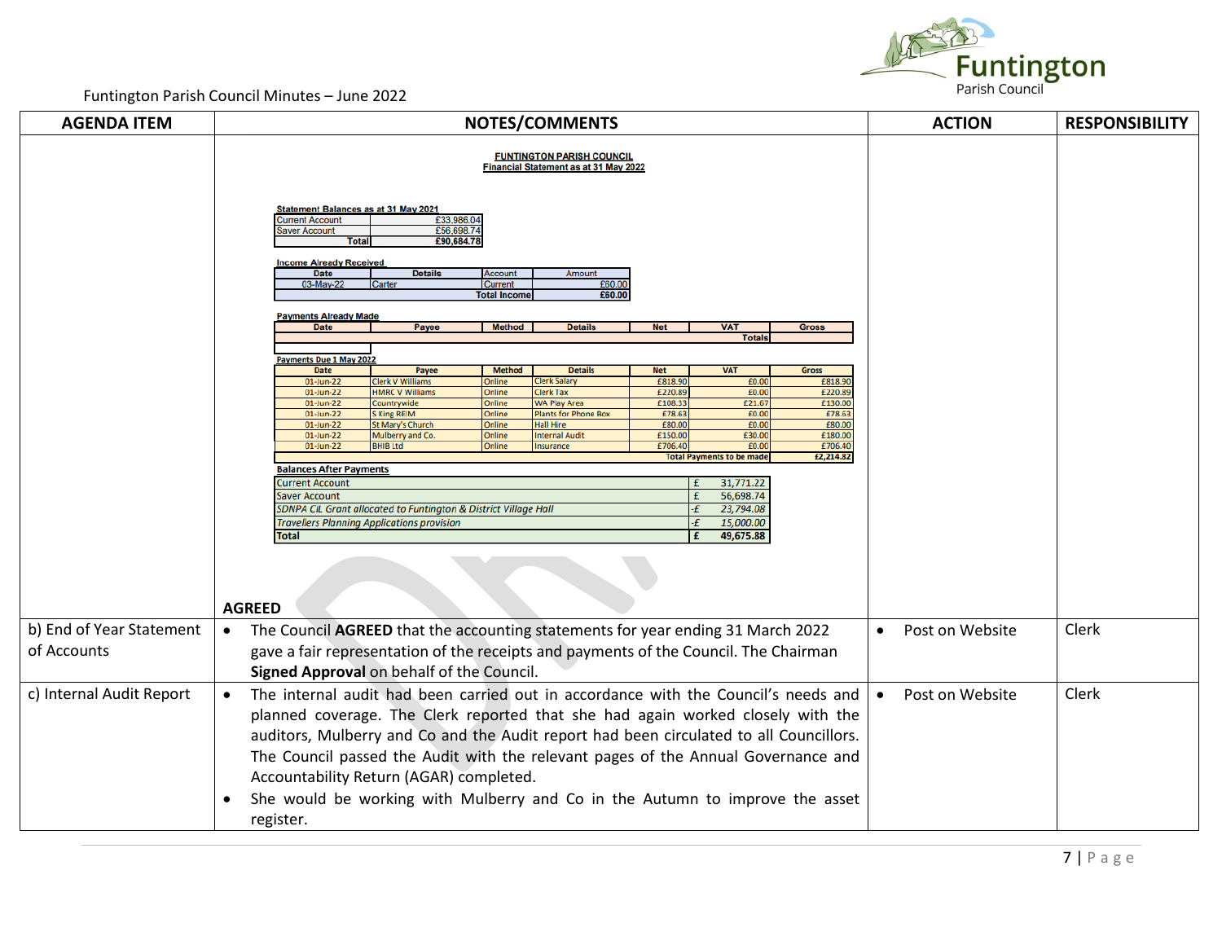| AGENDA ITEM | NOTES/COMMENTS | ACTION | RESPONSIBILITY |
|---|---|---|---|
| | **FUNTINGTON PARISH COUNCIL**<br>**Financial Statement as at 31 May 2022**<br><br>(see financial statement tables below)<br><br>**AGREED** | | |
| b) End of Year Statement of Accounts | • The Council **AGREED** that the accounting statements for year ending 31 March 2022 gave a fair representation of the receipts and payments of the Council. The Chairman **Signed Approval** on behalf of the Council. | • Post on Website | Clerk |
| c) Internal Audit Report | • The internal audit had been carried out in accordance with the Council's needs and planned coverage. The Clerk reported that she had again worked closely with the auditors, Mulberry and Co and the Audit report had been circulated to all Councillors. The Council passed the Audit with the relevant pages of the Annual Governance and Accountability Return (AGAR) completed.<br>• She would be working with Mulberry and Co in the Autumn to improve the asset register. | • Post on Website | Clerk |

**FUNTINGTON PARISH COUNCIL**
**Financial Statement as at 31 May 2022**

**Statement Balances as at 31 May 2021**

| | |
|---|---|
| Current Account | £33,986.04 |
| Saver Account | £56,698.74 |
| **Total** | **£90,684.78** |

**Income Already Received**

| Date | Details | Account | Amount |
|---|---|---|---|
| 03-May-22 | Carter | Current | £60.00 |
| | | **Total Income** | **£60.00** |

**Payments Already Made**

| Date | Payee | Method | Details | Net | VAT | Gross |
|---|---|---|---|---|---|---|
| | | | | | Totals | |

**Payments Due 1 May 2022**

| Date | Payee | Method | Details | Net | VAT | Gross |
|---|---|---|---|---|---|---|
| 01-Jun-22 | Clerk V Williams | Online | Clerk Salary | £818.90 | £0.00 | £818.90 |
| 01-Jun-22 | HMRC V Williams | Online | Clerk Tax | £220.89 | £0.00 | £220.89 |
| 01-Jun-22 | Countrywide | Online | WA Play Area | £108.33 | £21.67 | £130.00 |
| 01-Jun-22 | S King REIM | Online | Plants for Phone Box | £78.63 | £0.00 | £78.63 |
| 01-Jun-22 | St Mary's Church | Online | Hall Hire | £80.00 | £0.00 | £80.00 |
| 01-Jun-22 | Mulberry and Co. | Online | Internal Audit | £150.00 | £30.00 | £180.00 |
| 01-Jun-22 | BHIB Ltd | Online | Insurance | £706.40 | £0.00 | £706.40 |
| | | | | | **Total Payments to be made** | **£2,214.82** |

**Balances After Payments**

| | |
|---|---|
| Current Account | £ 31,771.22 |
| Saver Account | £ 56,698.74 |
| *SDNPA CiL Grant allocated to Funtington & District Village Hall* | *-£ 23,794.08* |
| *Travellers Planning Applications provision* | *-£ 15,000.00* |
| **Total** | **£ 49,675.88** |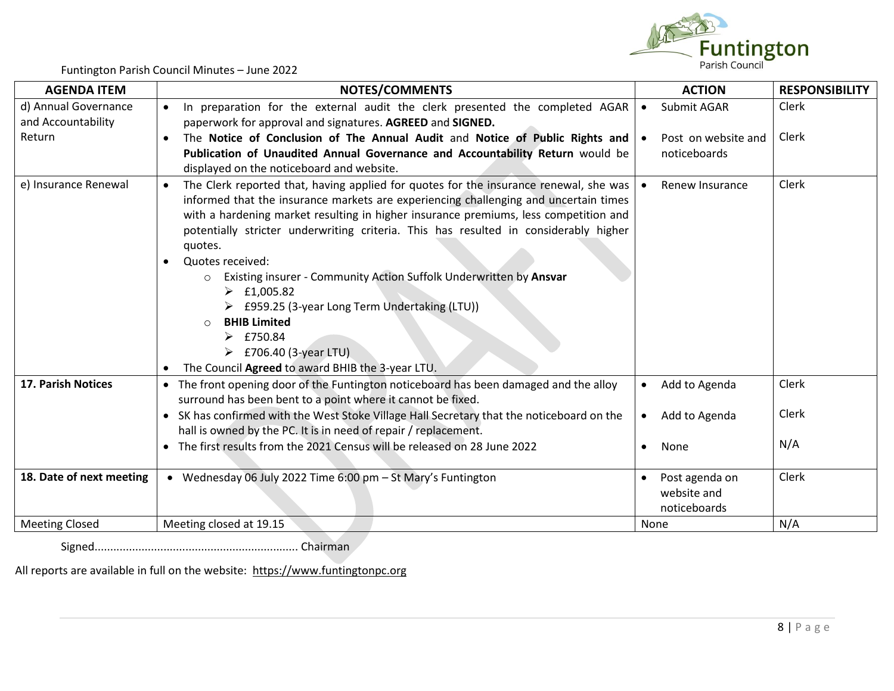| AGENDA ITEM | NOTES/COMMENTS | ACTION | RESPONSIBILITY |
|---|---|---|---|
| d) Annual Governance and Accountability Return | • In preparation for the external audit the clerk presented the completed AGAR paperwork for approval and signatures. **AGREED** and **SIGNED.**<br>• The **Notice of Conclusion of The Annual Audit** and **Notice of Public Rights and Publication of Unaudited Annual Governance and Accountability Return** would be displayed on the noticeboard and website. | • Submit AGAR<br>• Post on website and noticeboards | Clerk<br>Clerk |
| e) Insurance Renewal | • The Clerk reported that, having applied for quotes for the insurance renewal, she was informed that the insurance markets are experiencing challenging and uncertain times with a hardening market resulting in higher insurance premiums, less competition and potentially stricter underwriting criteria. This has resulted in considerably higher quotes.<br>• Quotes received:<br>  ○ Existing insurer - Community Action Suffolk Underwritten by **Ansvar**<br>    ➢ £1,005.82<br>    ➢ £959.25 (3-year Long Term Undertaking (LTU))<br>  ○ **BHIB Limited**<br>    ➢ £750.84<br>    ➢ £706.40 (3-year LTU)<br>• The Council **Agreed** to award BHIB the 3-year LTU. | • Renew Insurance | Clerk |
| **17. Parish Notices** | • The front opening door of the Funtington noticeboard has been damaged and the alloy surround has been bent to a point where it cannot be fixed.<br>• SK has confirmed with the West Stoke Village Hall Secretary that the noticeboard on the hall is owned by the PC. It is in need of repair / replacement.<br>• The first results from the 2021 Census will be released on 28 June 2022 | • Add to Agenda<br>• Add to Agenda<br>• None | Clerk<br>Clerk<br>N/A |
| **18. Date of next meeting** | • Wednesday 06 July 2022 Time 6:00 pm – St Mary's Funtington | • Post agenda on website and noticeboards | Clerk |
| Meeting Closed | Meeting closed at 19.15 | None | N/A |

Signed................................................................ Chairman

All reports are available in full on the website: https://www.funtingtonpc.org